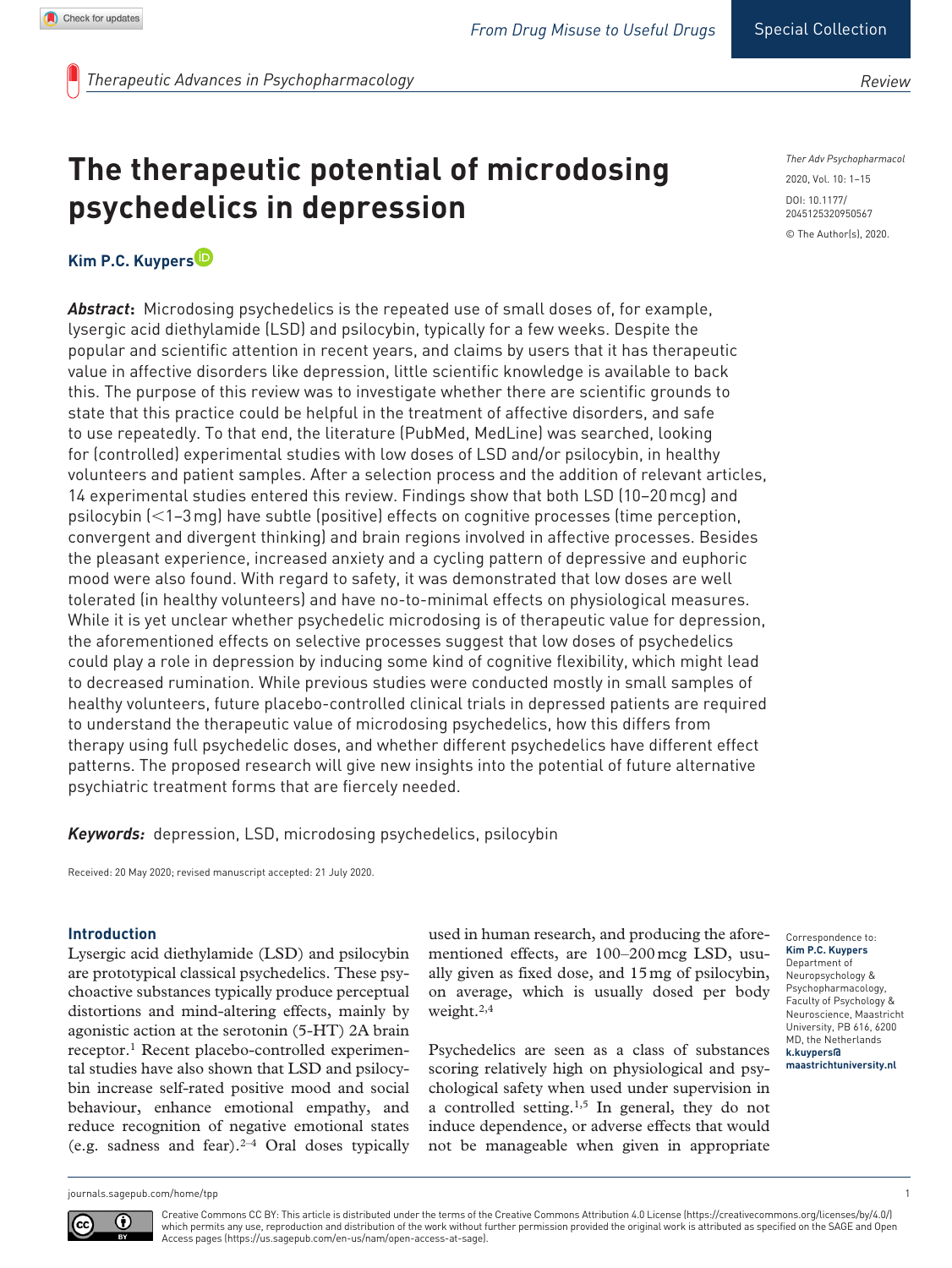# The therapeutic potential of microdosing psychedelics in depression

**Kim P.C. Kuypers**

***Abstract*:** Microdosing psychedelics is the repeated use of small doses of, for example, lysergic acid diethylamide (LSD) and psilocybin, typically for a few weeks. Despite the popular and scientific attention in recent years, and claims by users that it has therapeutic value in affective disorders like depression, little scientific knowledge is available to back this. The purpose of this review was to investigate whether there are scientific grounds to state that this practice could be helpful in the treatment of affective disorders, and safe to use repeatedly. To that end, the literature (PubMed, MedLine) was searched, looking for (controlled) experimental studies with low doses of LSD and/or psilocybin, in healthy volunteers and patient samples. After a selection process and the addition of relevant articles, 14 experimental studies entered this review. Findings show that both LSD (10–20 mcg) and psilocybin (<1–3 mg) have subtle (positive) effects on cognitive processes (time perception, convergent and divergent thinking) and brain regions involved in affective processes. Besides the pleasant experience, increased anxiety and a cycling pattern of depressive and euphoric mood were also found. With regard to safety, it was demonstrated that low doses are well tolerated (in healthy volunteers) and have no-to-minimal effects on physiological measures. While it is yet unclear whether psychedelic microdosing is of therapeutic value for depression, the aforementioned effects on selective processes suggest that low doses of psychedelics could play a role in depression by inducing some kind of cognitive flexibility, which might lead to decreased rumination. While previous studies were conducted mostly in small samples of healthy volunteers, future placebo-controlled clinical trials in depressed patients are required to understand the therapeutic value of microdosing psychedelics, how this differs from therapy using full psychedelic doses, and whether different psychedelics have different effect patterns. The proposed research will give new insights into the potential of future alternative psychiatric treatment forms that are fiercely needed.

***Keywords:*** depression, LSD, microdosing psychedelics, psilocybin

Received: 20 May 2020; revised manuscript accepted: 21 July 2020.

Correspondence to: **Kim P.C. Kuypers** Department of Neuropsychology & Psychopharmacology, Faculty of Psychology & Neuroscience, Maastricht University, PB 616, 6200 MD, the Netherlands **k.kuypers@maastrichtuniversity.nl**

## Introduction

Lysergic acid diethylamide (LSD) and psilocybin are prototypical classical psychedelics. These psychoactive substances typically produce perceptual distortions and mind-altering effects, mainly by agonistic action at the serotonin (5-HT) 2A brain receptor.[1] Recent placebo-controlled experimental studies have also shown that LSD and psilocybin increase self-rated positive mood and social behaviour, enhance emotional empathy, and reduce recognition of negative emotional states (e.g. sadness and fear).[2–4] Oral doses typically used in human research, and producing the aforementioned effects, are 100–200 mcg LSD, usually given as fixed dose, and 15 mg of psilocybin, on average, which is usually dosed per body weight.[2,4]

Psychedelics are seen as a class of substances scoring relatively high on physiological and psychological safety when used under supervision in a controlled setting.[1,5] In general, they do not induce dependence, or adverse effects that would not be manageable when given in appropriate

Creative Commons CC BY: This article is distributed under the terms of the Creative Commons Attribution 4.0 License (https://creativecommons.org/licenses/by/4.0/) which permits any use, reproduction and distribution of the work without further permission provided the original work is attributed as specified on the SAGE and Open Access pages (https://us.sagepub.com/en-us/nam/open-access-at-sage).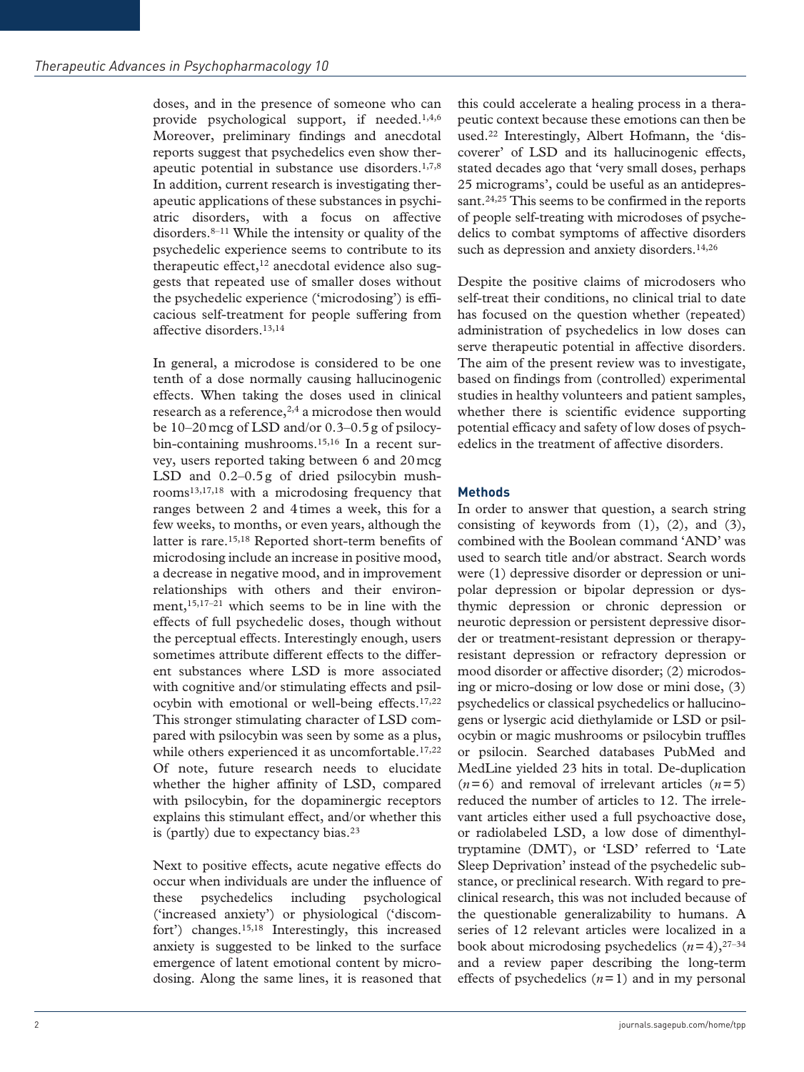doses, and in the presence of someone who can provide psychological support, if needed.[1,4,6] Moreover, preliminary findings and anecdotal reports suggest that psychedelics even show therapeutic potential in substance use disorders.[1,7,8] In addition, current research is investigating therapeutic applications of these substances in psychiatric disorders, with a focus on affective disorders.[8–11] While the intensity or quality of the psychedelic experience seems to contribute to its therapeutic effect,[12] anecdotal evidence also suggests that repeated use of smaller doses without the psychedelic experience ('microdosing') is efficacious self-treatment for people suffering from affective disorders.[13,14]

In general, a microdose is considered to be one tenth of a dose normally causing hallucinogenic effects. When taking the doses used in clinical research as a reference,[2,4] a microdose then would be 10–20 mcg of LSD and/or 0.3–0.5 g of psilocybin-containing mushrooms.[15,16] In a recent survey, users reported taking between 6 and 20 mcg LSD and 0.2–0.5 g of dried psilocybin mushrooms[13,17,18] with a microdosing frequency that ranges between 2 and 4 times a week, this for a few weeks, to months, or even years, although the latter is rare.[15,18] Reported short-term benefits of microdosing include an increase in positive mood, a decrease in negative mood, and in improvement relationships with others and their environment,[15,17–21] which seems to be in line with the effects of full psychedelic doses, though without the perceptual effects. Interestingly enough, users sometimes attribute different effects to the different substances where LSD is more associated with cognitive and/or stimulating effects and psilocybin with emotional or well-being effects.[17,22] This stronger stimulating character of LSD compared with psilocybin was seen by some as a plus, while others experienced it as uncomfortable.[17,22] Of note, future research needs to elucidate whether the higher affinity of LSD, compared with psilocybin, for the dopaminergic receptors explains this stimulant effect, and/or whether this is (partly) due to expectancy bias.[23]

Next to positive effects, acute negative effects do occur when individuals are under the influence of these psychedelics including psychological ('increased anxiety') or physiological ('discomfort') changes.[15,18] Interestingly, this increased anxiety is suggested to be linked to the surface emergence of latent emotional content by microdosing. Along the same lines, it is reasoned that this could accelerate a healing process in a therapeutic context because these emotions can then be used.[22] Interestingly, Albert Hofmann, the 'discoverer' of LSD and its hallucinogenic effects, stated decades ago that 'very small doses, perhaps 25 micrograms', could be useful as an antidepressant.[24,25] This seems to be confirmed in the reports of people self-treating with microdoses of psychedelics to combat symptoms of affective disorders such as depression and anxiety disorders.[14,26]

Despite the positive claims of microdosers who self-treat their conditions, no clinical trial to date has focused on the question whether (repeated) administration of psychedelics in low doses can serve therapeutic potential in affective disorders. The aim of the present review was to investigate, based on findings from (controlled) experimental studies in healthy volunteers and patient samples, whether there is scientific evidence supporting potential efficacy and safety of low doses of psychedelics in the treatment of affective disorders.

## Methods

In order to answer that question, a search string consisting of keywords from (1), (2), and (3), combined with the Boolean command 'AND' was used to search title and/or abstract. Search words were (1) depressive disorder or depression or unipolar depression or bipolar depression or dysthymic depression or chronic depression or neurotic depression or persistent depressive disorder or treatment-resistant depression or therapy-resistant depression or refractory depression or mood disorder or affective disorder; (2) microdosing or micro-dosing or low dose or mini dose, (3) psychedelics or classical psychedelics or hallucinogens or lysergic acid diethylamide or LSD or psilocybin or magic mushrooms or psilocybin truffles or psilocin. Searched databases PubMed and MedLine yielded 23 hits in total. De-duplication ($n=6$) and removal of irrelevant articles ($n=5$) reduced the number of articles to 12. The irrelevant articles either used a full psychoactive dose, or radiolabeled LSD, a low dose of dimenthyltryptamine (DMT), or 'LSD' referred to 'Late Sleep Deprivation' instead of the psychedelic substance, or preclinical research. With regard to preclinical research, this was not included because of the questionable generalizability to humans. A series of 12 relevant articles were localized in a book about microdosing psychedelics ($n=4$),[27–34] and a review paper describing the long-term effects of psychedelics ($n=1$) and in my personal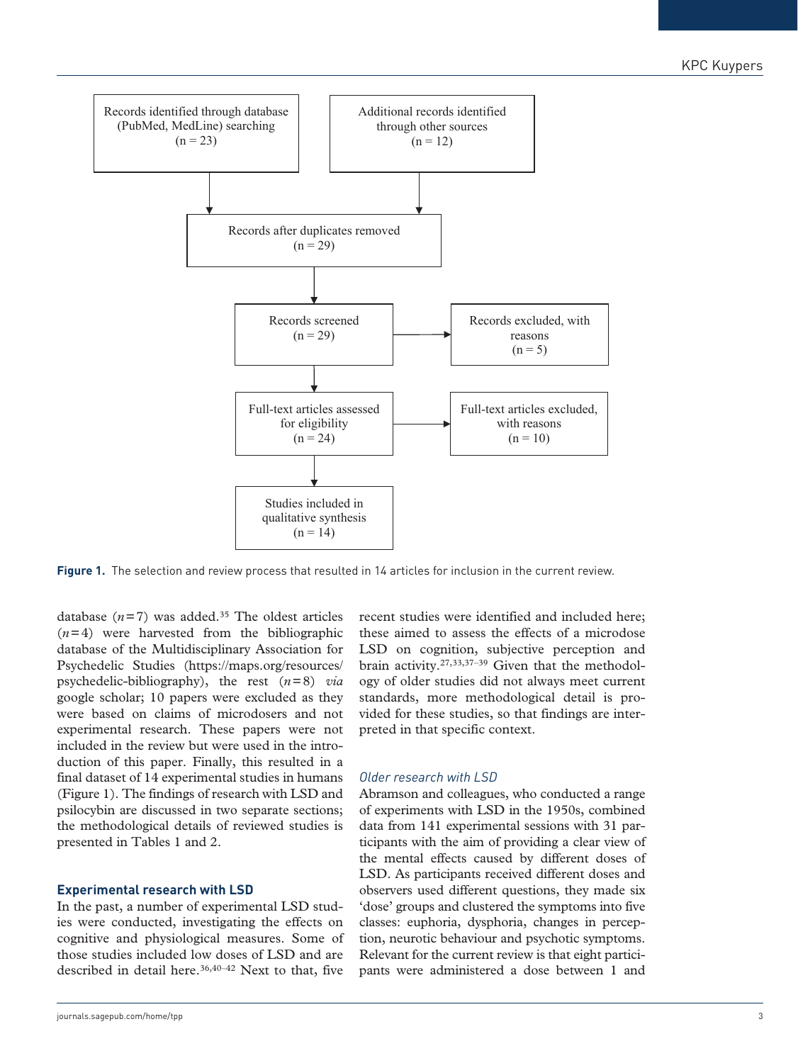Records identified through database (PubMed, MedLine) searching (n = 23)

Additional records identified through other sources (n = 12)

Records after duplicates removed (n = 29)

Records screened (n = 29)

Records excluded, with reasons (n = 5)

Full-text articles assessed for eligibility (n = 24)

Full-text articles excluded, with reasons (n = 10)

Studies included in qualitative synthesis (n = 14)

**Figure 1.** The selection and review process that resulted in 14 articles for inclusion in the current review.

database (*n* = 7) was added.[35] The oldest articles (*n* = 4) were harvested from the bibliographic database of the Multidisciplinary Association for Psychedelic Studies (https://maps.org/resources/psychedelic-bibliography), the rest (*n* = 8) *via* google scholar; 10 papers were excluded as they were based on claims of microdosers and not experimental research. These papers were not included in the review but were used in the introduction of this paper. Finally, this resulted in a final dataset of 14 experimental studies in humans (Figure 1). The findings of research with LSD and psilocybin are discussed in two separate sections; the methodological details of reviewed studies is presented in Tables 1 and 2.

## Experimental research with LSD

In the past, a number of experimental LSD studies were conducted, investigating the effects on cognitive and physiological measures. Some of those studies included low doses of LSD and are described in detail here.[36,40–42] Next to that, five recent studies were identified and included here; these aimed to assess the effects of a microdose LSD on cognition, subjective perception and brain activity.[27,33,37–39] Given that the methodology of older studies did not always meet current standards, more methodological detail is provided for these studies, so that findings are interpreted in that specific context.

### *Older research with LSD*

Abramson and colleagues, who conducted a range of experiments with LSD in the 1950s, combined data from 141 experimental sessions with 31 participants with the aim of providing a clear view of the mental effects caused by different doses of LSD. As participants received different doses and observers used different questions, they made six 'dose' groups and clustered the symptoms into five classes: euphoria, dysphoria, changes in perception, neurotic behaviour and psychotic symptoms. Relevant for the current review is that eight participants were administered a dose between 1 and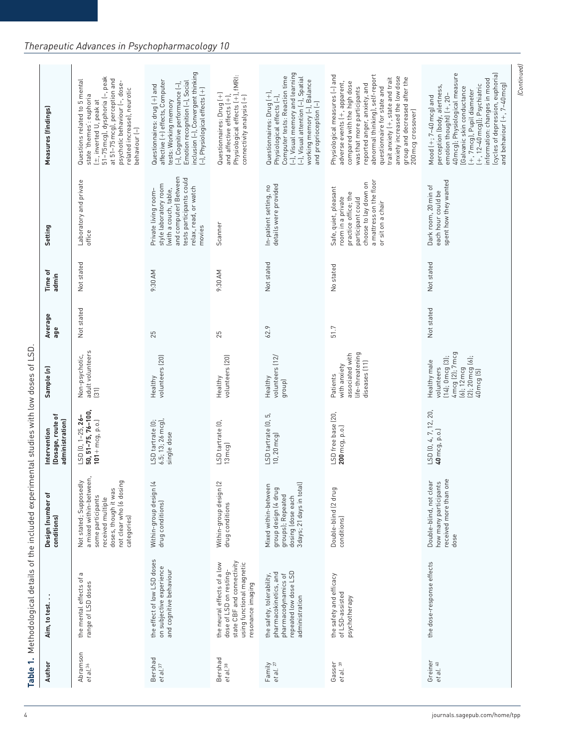**Table 1.** Methodological details of the included experimental studies with low doses of LSD.

| Author | Aim, to test. . . | Design (number of conditions) | Intervention (Dosage, route of administration) | Sample (n) | Average age | Time of admin | Setting | Measures (findings) |
|---|---|---|---|---|---|---|---|---|
| Abramson *et al.*[36] | the mental effects of a range of LSD doses | Not stated; Supposedly a mixed within-between, some participants received multiple doses, though it was not clear who (6 dosing categories) | LSD (0, 1–25, **26–50, 51–75, 76–100, 101**+ mcg, p.o.) | Non-psychotic, adult volunteers (31) | Not stated | Not stated | Laboratory and private office | Questions related to 5 mental state 'themes': euphoria (±, inverted U, peak at 51–75 mcg), dysphoria (–, peak at 51–75 mcg), perception and psychotic behaviour (–, dose-related increase), neurotic behaviour (–) |
| Bershad *et al.*[37] | the effect of low LSD doses on subjective experience and cognitive behaviour | Within-group design (4 drug conditions) | LSD tartrate (0; 6.5; 13; 26 mcg), single dose | Healthy volunteers (20) | 25 | 9:30 AM | Private living room-style laboratory room (with a couch, table, and computer) Between tests participants could relax, read, or watch movies | Questionnaires: drug (+) and affective (+) effects, Computer tests: Working memory (–), Cognitive performance (–), Emotion recognition (–), Social inclusion (–), Convergent thinking (–), Physiological effects (+) |
| Bershad *et al.*[38] | the neural effects of a low dose of LSD on resting-state CBF and connectivity using functional magnetic resonance imaging | Within-group design (2 drug conditions | LSD tartrate (0, 13 mcg) | Healthy volunteers (20) | 25 | 9:30 AM | Scanner | Questionnaires: Drug (+) and affective effects (+), Physiological effects (+), fMRI: connectivity analysis (+) |
| Family *et al.*[27] | the safety, tolerability, pharmacokinetics, and pharmacodynamics of repeated low dose LSD administration | Mixed within-between group design (4 drug groups); Repeated dosing (dose each 3 days; 21 days in total) | LSD tartrate (0, 5, 10, 20 mcg) | Healthy volunteers (12/group) | 62.9 | Not stated | In-patient setting, no details were provided | Questionnaires: Drug (+), Physiological effects (–), Computer tests: Reaction time (–), Visual memory and learning (–), Visual attention (–), Spatial working memory (–), Balance and proprioception (–) |
| Gasser *et al.*[39] | the safety and efficacy of LSD-assisted psychotherapy | Double-blind (2 drug conditions) | LSD free base (20, **200** mcg, p.o.) | Patients with anxiety associated with life-threatening diseases (11) | 51.7 | No stated | Safe, quiet, pleasant room in a private practice office; the participant could choose to lay down on a mattress on the floor or sit on a chair | Physiological measures (–) and adverse events (+, apparent, compared with the high dose was that more participants reported anger, anxiety, and abnormal thinking), self-report questionnaire for state and trait anxiety (+, state and trait anxiety increased the low dose group and decreased after the 200 mcg crossover) |
| Greiner *et al.*[40] | the dose-response effects | Double-blind, not clear how many participants received more than one dose | LSD (0, 4, 7, 12, 20, **40** mcg, p.o.) | Healthy male volunteers (14; 0 mcg (3); 4 mcg (2); 7 mcg (6); 12 mcg (2); 20 mcg (6); 40 mcg (5) | Not stated | Not stated | Dark room, 20 min of each hour could be spent how they wanted | Mood (+; 7–40 mcg) and perception (body, alertness, emotion thought) (+, 20–40 mcg); Physiological measure (Galvanic skin conductance (+, 7 mcg), Pupil diameter (+, 12–40 mcg)); Psychiatric information: changes in mood (cycles of depression, euphoria) and behaviour (+, 7–40 mcg) |

*(Continued)*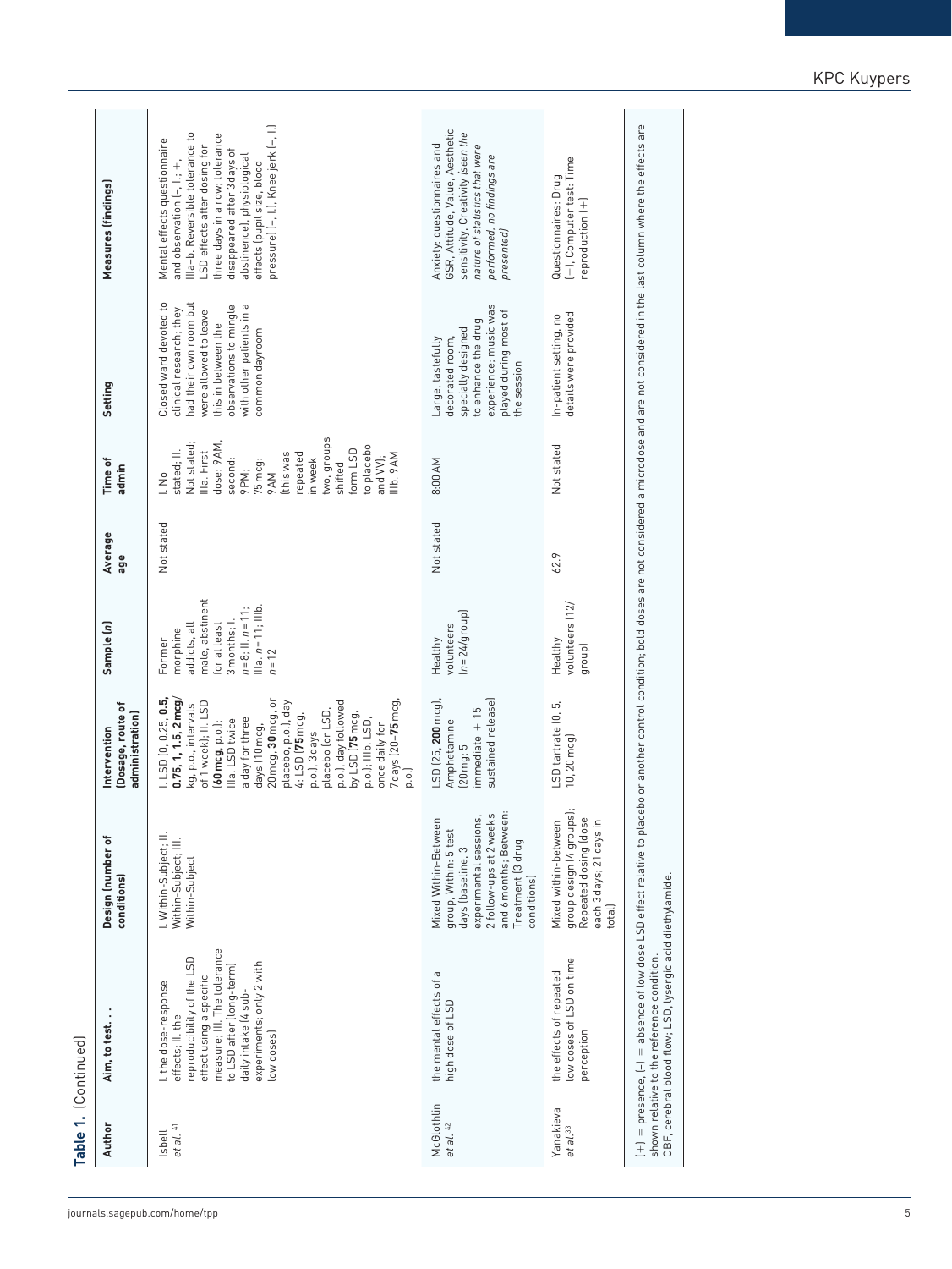**Table 1.** (Continued)

| Author | Aim, to test… | Design (number of conditions) | Intervention (Dosage, route of administration) | Sample (n) | Average age | Time of admin | Setting | Measures (findings) |
|---|---|---|---|---|---|---|---|---|
| Isbell *et al.*[41] | I. the dose-response effects; II. the reproducibility of the LSD effect using a specific measure; III. The tolerance to LSD after (long-term) daily intake (4 sub-experiments; only 2 with low doses) | I. Within-Subject; II. Within-Subject; III. Within-Subject | I. LSD (0, 0.25, **0.5, 0.75, 1, 1.5, 2 mcg**/kg, p.o., intervals of 1 week); II. LSD (**60 mcg**, p.o.); IIIa. LSD twice a day for three days (10 mcg, 20 mcg, **30** mcg, or placebo, p.o.), day 4: LSD (**75** mcg, p.o.), 3 days placebo (or LSD, p.o.), day followed by LSD (**75** mcg, p.o.); IIIb. LSD, once daily for 7 days (20–**75** mcg, p.o.) | Former morphine addicts, all male, abstinent for at least 3 months; I. n = 8; II. n = 11; IIIa. n = 11; IIIb. n = 12 | Not stated | I. No stated; II. Not stated; IIIa. First dose: 9AM, second: 9PM; 75 mcg: 9AM (this was repeated in week two, groups shifted form LSD to placebo and VV); IIIb. 9AM | Closed ward devoted to clinical research; they had their own room but were allowed to leave this in between the observations to mingle with other patients in a common dayroom | Mental effects questionnaire and observation (–, I.; +, IIIa–b. Reversible tolerance to LSD effects after dosing for three days in a row; tolerance disappeared after 3 days of abstinence), physiological effects (pupil size, blood pressure) (–, I.), Knee jerk (–, I.) |
| McGlothlin *et al.*[42] | the mental effects of a high dose of LSD | Mixed Within-Between group, Within: 5 test days (baseline, 3 experimental sessions, 2 follow-ups at 2 weeks and 6 months; Between: Treatment (3 drug conditions) | LSD (25, **200** mcg), Amphetamine (20 mg; 5 immediate + 15 sustained release) | Healthy volunteers (n = 24/group) | Not stated | 8:00 AM | Large, tastefully decorated room, specially designed to enhance the drug experience; music was played during most of the session | Anxiety: questionnaires and GSR, Attitude, Value, Aesthetic sensitivity, Creativity *(seen the nature of statistics that were performed, no findings are presented)* |
| Yanakieva *et al.*[33] | the effects of repeated low doses of LSD on time perception | Mixed within-between group design (4 groups); Repeated dosing (dose each 3 days; 21 days in total) | LSD tartrate (0, 5, 10, 20 mcg) | Healthy volunteers (12/group) | 62.9 | Not stated | In-patient setting, no details were provided | Questionnaires: Drug (+), Computer test: Time reproduction (+) |

(+) = presence, (–) = absence of low dose LSD effect relative to placebo or another control condition; bold doses are not considered a microdose and are not considered in the last column where the effects are shown relative to the reference condition.
CBF, cerebral blood flow; LSD, lysergic acid diethylamide.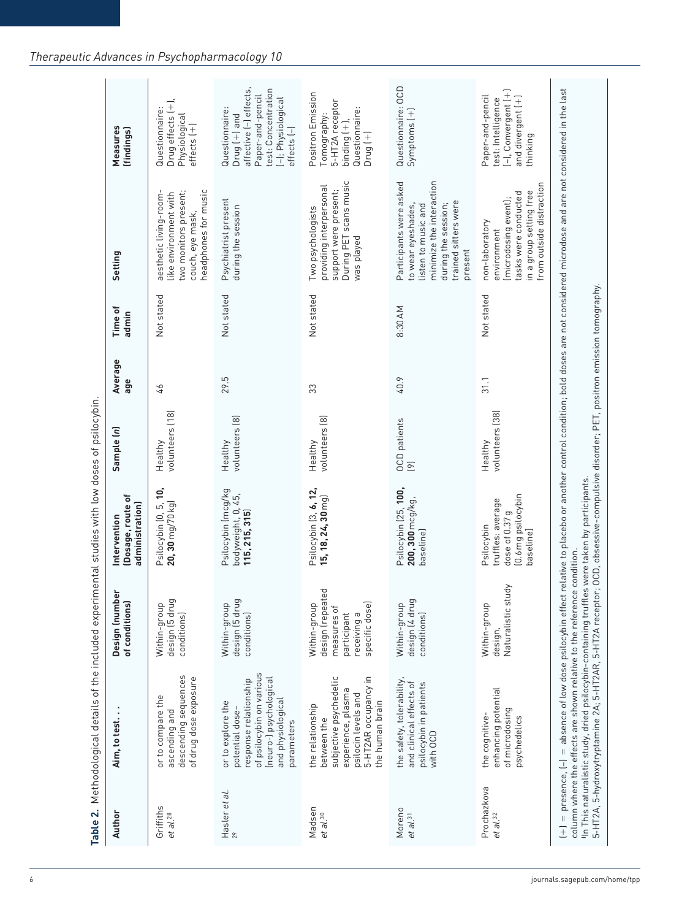**Table 2.** Methodological details of the included experimental studies with low doses of psilocybin.

| Author | Aim, to test. . . | Design (number of conditions) | Intervention (Dosage, route of administration) | Sample (n) | Average age | Time of admin | Setting | Measures (findings) |
|---|---|---|---|---|---|---|---|---|
| Griffiths *et al.*[28] | or to compare the ascending and descending sequences of drug dose exposure | Within-group design (5 drug conditions) | Psilocybin (0, 5, **10, 20, 30** mg/70 kg) | Healthy volunteers (18) | 46 | Not stated | aesthetic living-room-like environment with two monitors present; couch, eye mask, headphones for music | Questionnaire: Drug effects (+), Physiological effects (+) |
| Hasler *et al.* [29] | or to explore the potential dose–response relationship of psilocybin on various (neuro-) psychological and physiological parameters | Within-group design (5 drug conditions) | Psilocybin (mcg/kg bodyweight, 0, 45, **115, 215, 315**) | Healthy volunteers (8) | 29.5 | Not stated | Psychiatrist present during the session | Questionnaire: Drug (+) and affective (–) effects, Paper-and-pencil test: Concentration (–); Physiological effects (–) |
| Madsen *et al.*[30] | the relationship between the subjective psychedelic experience, plasma psilocin levels and 5-HT2AR occupancy in the human brain | Within-group design (repeated measures of participant receiving a specific dose) | Psilocybin (3, **6, 12, 15, 18, 24, 30** mg) | Healthy volunteers (8) | 33 | Not stated | Two psychologists providing interpersonal support were present; During PET scans music was played | Positron Emission Tomography: 5-HT2A receptor binding (+), Questionnaire: Drug (+) |
| Moreno *et al.*[31] | the safety, tolerability, and clinical effects of psilocybin in patients with OCD | Within-group design (4 drug conditions) | Psilocybin (25, **100, 200, 300** mcg/kg, baseline) | OCD patients (9) | 40.9 | 8:30 AM | Participants were asked to wear eyeshades, listen to music and minimize the interaction during the session; trained sitters were present | Questionnaire: OCD Symptoms (+) |
| Prochazkova *et al.*[32] | the cognitive-enhancing potential of microdosing psychedelics | Within-group design, Naturalistic study | Psilocybin truffles: average dose of 0.37 g (0.6 mg psilocybin baseline) | Healthy volunteers (38) | 31.1 | Not stated | non-laboratory environment (microdosing event); tasks were conducted in a group setting free from outside distraction | Paper-and-pencil test: Intelligence (–), Convergent (+) and divergent (+) thinking |

(+) = presence, (–) = absence of low dose psilocybin effect relative to placebo or another control condition; bold doses are not considered microdose and are not considered in the last column where the effects are shown relative to the reference condition.
[a]In This naturalistic study, dried psilocybin-containing truffles were taken by participants.
5-HT2A, 5-hydroxytryptamine 2A; 5-HT2AR, 5-HT2A receptor; OCD, obsessive-compulsive disorder; PET, positron emission tomography.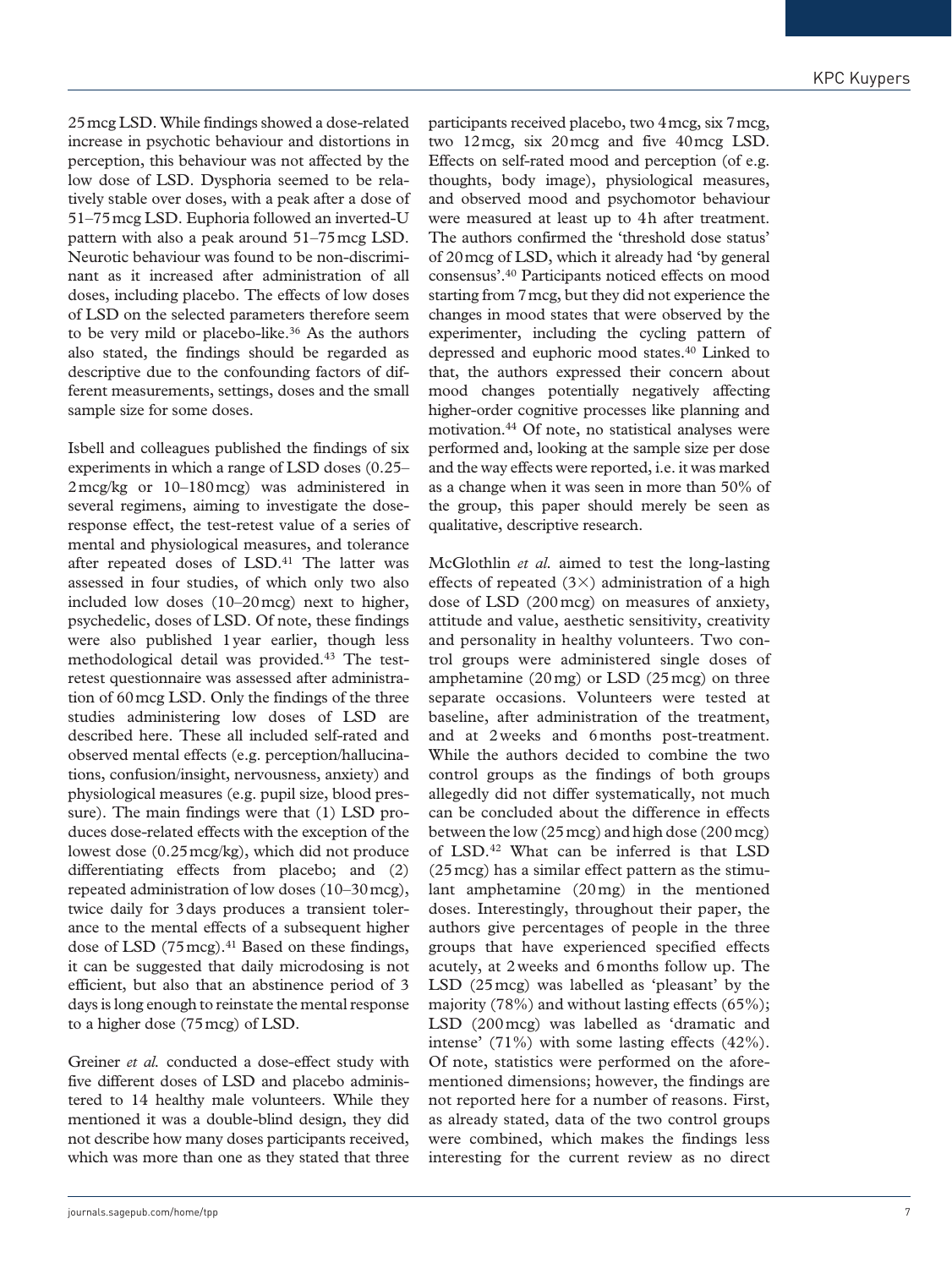25 mcg LSD. While findings showed a dose-related increase in psychotic behaviour and distortions in perception, this behaviour was not affected by the low dose of LSD. Dysphoria seemed to be relatively stable over doses, with a peak after a dose of 51–75 mcg LSD. Euphoria followed an inverted-U pattern with also a peak around 51–75 mcg LSD. Neurotic behaviour was found to be non-discriminant as it increased after administration of all doses, including placebo. The effects of low doses of LSD on the selected parameters therefore seem to be very mild or placebo-like.[36] As the authors also stated, the findings should be regarded as descriptive due to the confounding factors of different measurements, settings, doses and the small sample size for some doses.

Isbell and colleagues published the findings of six experiments in which a range of LSD doses (0.25–2 mcg/kg or 10–180 mcg) was administered in several regimens, aiming to investigate the dose-response effect, the test-retest value of a series of mental and physiological measures, and tolerance after repeated doses of LSD.[41] The latter was assessed in four studies, of which only two also included low doses (10–20 mcg) next to higher, psychedelic, doses of LSD. Of note, these findings were also published 1 year earlier, though less methodological detail was provided.[43] The test-retest questionnaire was assessed after administration of 60 mcg LSD. Only the findings of the three studies administering low doses of LSD are described here. These all included self-rated and observed mental effects (e.g. perception/hallucinations, confusion/insight, nervousness, anxiety) and physiological measures (e.g. pupil size, blood pressure). The main findings were that (1) LSD produces dose-related effects with the exception of the lowest dose (0.25 mcg/kg), which did not produce differentiating effects from placebo; and (2) repeated administration of low doses (10–30 mcg), twice daily for 3 days produces a transient tolerance to the mental effects of a subsequent higher dose of LSD (75 mcg).[41] Based on these findings, it can be suggested that daily microdosing is not efficient, but also that an abstinence period of 3 days is long enough to reinstate the mental response to a higher dose (75 mcg) of LSD.

Greiner *et al.* conducted a dose-effect study with five different doses of LSD and placebo administered to 14 healthy male volunteers. While they mentioned it was a double-blind design, they did not describe how many doses participants received, which was more than one as they stated that three participants received placebo, two 4 mcg, six 7 mcg, two 12 mcg, six 20 mcg and five 40 mcg LSD. Effects on self-rated mood and perception (of e.g. thoughts, body image), physiological measures, and observed mood and psychomotor behaviour were measured at least up to 4 h after treatment. The authors confirmed the 'threshold dose status' of 20 mcg of LSD, which it already had 'by general consensus'.[40] Participants noticed effects on mood starting from 7 mcg, but they did not experience the changes in mood states that were observed by the experimenter, including the cycling pattern of depressed and euphoric mood states.[40] Linked to that, the authors expressed their concern about mood changes potentially negatively affecting higher-order cognitive processes like planning and motivation.[44] Of note, no statistical analyses were performed and, looking at the sample size per dose and the way effects were reported, i.e. it was marked as a change when it was seen in more than 50% of the group, this paper should merely be seen as qualitative, descriptive research.

McGlothlin *et al.* aimed to test the long-lasting effects of repeated (3×) administration of a high dose of LSD (200 mcg) on measures of anxiety, attitude and value, aesthetic sensitivity, creativity and personality in healthy volunteers. Two control groups were administered single doses of amphetamine (20 mg) or LSD (25 mcg) on three separate occasions. Volunteers were tested at baseline, after administration of the treatment, and at 2 weeks and 6 months post-treatment. While the authors decided to combine the two control groups as the findings of both groups allegedly did not differ systematically, not much can be concluded about the difference in effects between the low (25 mcg) and high dose (200 mcg) of LSD.[42] What can be inferred is that LSD (25 mcg) has a similar effect pattern as the stimulant amphetamine (20 mg) in the mentioned doses. Interestingly, throughout their paper, the authors give percentages of people in the three groups that have experienced specified effects acutely, at 2 weeks and 6 months follow up. The LSD (25 mcg) was labelled as 'pleasant' by the majority (78%) and without lasting effects (65%); LSD (200 mcg) was labelled as 'dramatic and intense' (71%) with some lasting effects (42%). Of note, statistics were performed on the aforementioned dimensions; however, the findings are not reported here for a number of reasons. First, as already stated, data of the two control groups were combined, which makes the findings less interesting for the current review as no direct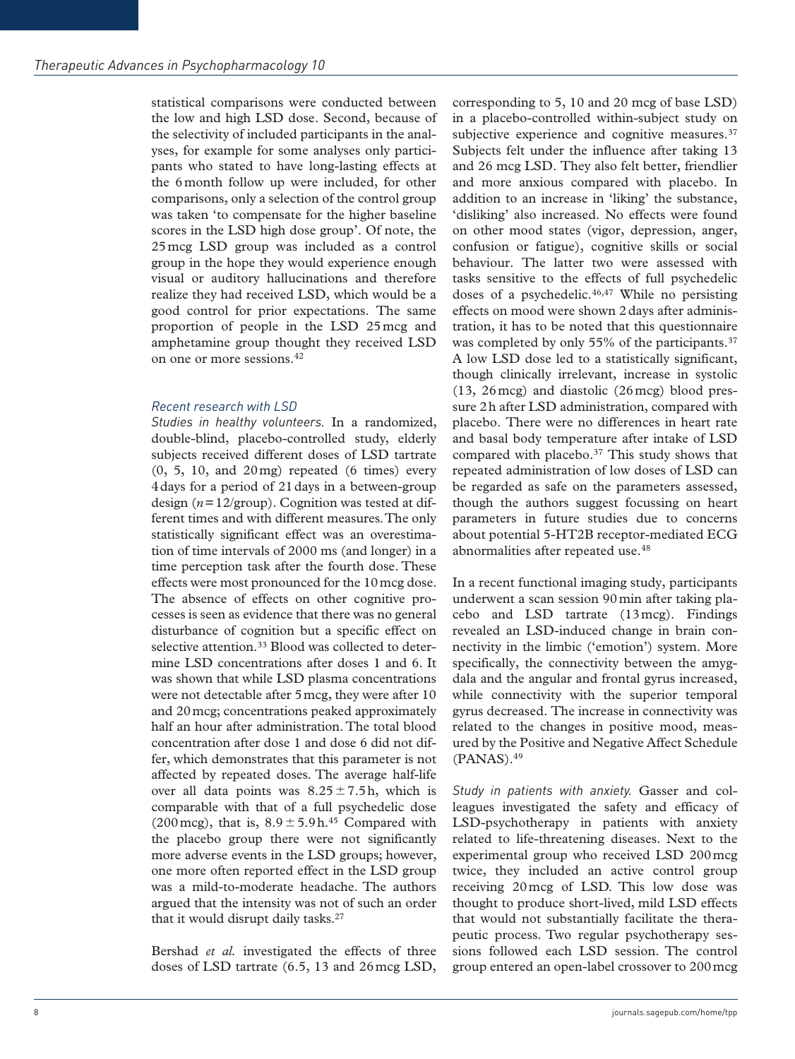statistical comparisons were conducted between the low and high LSD dose. Second, because of the selectivity of included participants in the analyses, for example for some analyses only participants who stated to have long-lasting effects at the 6 month follow up were included, for other comparisons, only a selection of the control group was taken 'to compensate for the higher baseline scores in the LSD high dose group'. Of note, the 25 mcg LSD group was included as a control group in the hope they would experience enough visual or auditory hallucinations and therefore realize they had received LSD, which would be a good control for prior expectations. The same proportion of people in the LSD 25 mcg and amphetamine group thought they received LSD on one or more sessions.[42]

### *Recent research with LSD*

*Studies in healthy volunteers.* In a randomized, double-blind, placebo-controlled study, elderly subjects received different doses of LSD tartrate (0, 5, 10, and 20 mg) repeated (6 times) every 4 days for a period of 21 days in a between-group design ($n = 12$/group). Cognition was tested at different times and with different measures. The only statistically significant effect was an overestimation of time intervals of 2000 ms (and longer) in a time perception task after the fourth dose. These effects were most pronounced for the 10 mcg dose. The absence of effects on other cognitive processes is seen as evidence that there was no general disturbance of cognition but a specific effect on selective attention.[33] Blood was collected to determine LSD concentrations after doses 1 and 6. It was shown that while LSD plasma concentrations were not detectable after 5 mcg, they were after 10 and 20 mcg; concentrations peaked approximately half an hour after administration. The total blood concentration after dose 1 and dose 6 did not differ, which demonstrates that this parameter is not affected by repeated doses. The average half-life over all data points was $8.25 \pm 7.5$ h, which is comparable with that of a full psychedelic dose (200 mcg), that is, $8.9 \pm 5.9$ h.[45] Compared with the placebo group there were not significantly more adverse events in the LSD groups; however, one more often reported effect in the LSD group was a mild-to-moderate headache. The authors argued that the intensity was not of such an order that it would disrupt daily tasks.[27]

Bershad *et al.* investigated the effects of three doses of LSD tartrate (6.5, 13 and 26 mcg LSD, corresponding to 5, 10 and 20 mcg of base LSD) in a placebo-controlled within-subject study on subjective experience and cognitive measures.[37] Subjects felt under the influence after taking 13 and 26 mcg LSD. They also felt better, friendlier and more anxious compared with placebo. In addition to an increase in 'liking' the substance, 'disliking' also increased. No effects were found on other mood states (vigor, depression, anger, confusion or fatigue), cognitive skills or social behaviour. The latter two were assessed with tasks sensitive to the effects of full psychedelic doses of a psychedelic.[46,47] While no persisting effects on mood were shown 2 days after administration, it has to be noted that this questionnaire was completed by only 55% of the participants.[37] A low LSD dose led to a statistically significant, though clinically irrelevant, increase in systolic (13, 26 mcg) and diastolic (26 mcg) blood pressure 2 h after LSD administration, compared with placebo. There were no differences in heart rate and basal body temperature after intake of LSD compared with placebo.[37] This study shows that repeated administration of low doses of LSD can be regarded as safe on the parameters assessed, though the authors suggest focussing on heart parameters in future studies due to concerns about potential 5-HT2B receptor-mediated ECG abnormalities after repeated use.[48]

In a recent functional imaging study, participants underwent a scan session 90 min after taking placebo and LSD tartrate (13 mcg). Findings revealed an LSD-induced change in brain connectivity in the limbic ('emotion') system. More specifically, the connectivity between the amygdala and the angular and frontal gyrus increased, while connectivity with the superior temporal gyrus decreased. The increase in connectivity was related to the changes in positive mood, measured by the Positive and Negative Affect Schedule (PANAS).[49]

*Study in patients with anxiety.* Gasser and colleagues investigated the safety and efficacy of LSD-psychotherapy in patients with anxiety related to life-threatening diseases. Next to the experimental group who received LSD 200 mcg twice, they included an active control group receiving 20 mcg of LSD. This low dose was thought to produce short-lived, mild LSD effects that would not substantially facilitate the therapeutic process. Two regular psychotherapy sessions followed each LSD session. The control group entered an open-label crossover to 200 mcg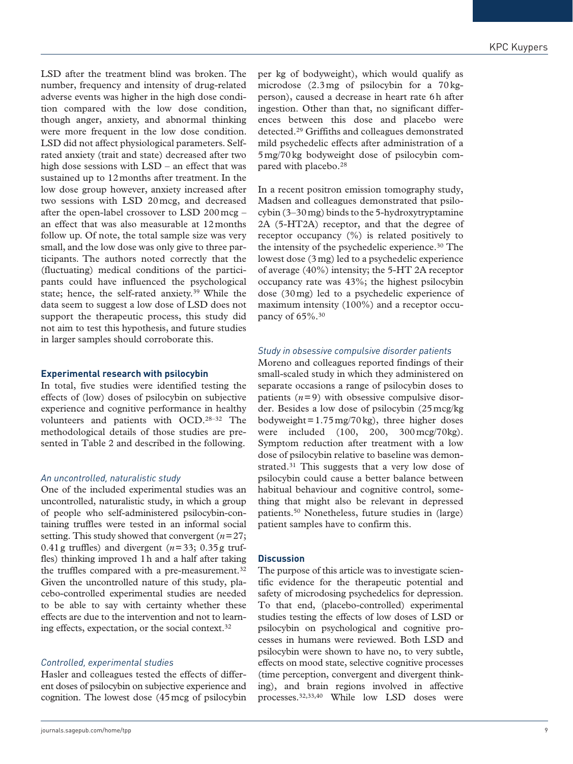LSD after the treatment blind was broken. The number, frequency and intensity of drug-related adverse events was higher in the high dose condition compared with the low dose condition, though anger, anxiety, and abnormal thinking were more frequent in the low dose condition. LSD did not affect physiological parameters. Self-rated anxiety (trait and state) decreased after two high dose sessions with LSD – an effect that was sustained up to 12 months after treatment. In the low dose group however, anxiety increased after two sessions with LSD 20 mcg, and decreased after the open-label crossover to LSD 200 mcg – an effect that was also measurable at 12 months follow up. Of note, the total sample size was very small, and the low dose was only give to three participants. The authors noted correctly that the (fluctuating) medical conditions of the participants could have influenced the psychological state; hence, the self-rated anxiety.[39] While the data seem to suggest a low dose of LSD does not support the therapeutic process, this study did not aim to test this hypothesis, and future studies in larger samples should corroborate this.

### Experimental research with psilocybin

In total, five studies were identified testing the effects of (low) doses of psilocybin on subjective experience and cognitive performance in healthy volunteers and patients with OCD.[28–32] The methodological details of those studies are presented in Table 2 and described in the following.

#### *An uncontrolled, naturalistic study*

One of the included experimental studies was an uncontrolled, naturalistic study, in which a group of people who self-administered psilocybin-containing truffles were tested in an informal social setting. This study showed that convergent ($n = 27$; 0.41 g truffles) and divergent ($n = 33$; 0.35 g truffles) thinking improved 1 h and a half after taking the truffles compared with a pre-measurement.[32] Given the uncontrolled nature of this study, placebo-controlled experimental studies are needed to be able to say with certainty whether these effects are due to the intervention and not to learning effects, expectation, or the social context.[32]

#### *Controlled, experimental studies*

Hasler and colleagues tested the effects of different doses of psilocybin on subjective experience and cognition. The lowest dose (45 mcg of psilocybin per kg of bodyweight), which would qualify as microdose (2.3 mg of psilocybin for a 70 kg-person), caused a decrease in heart rate 6 h after ingestion. Other than that, no significant differences between this dose and placebo were detected.[29] Griffiths and colleagues demonstrated mild psychedelic effects after administration of a 5 mg/70 kg bodyweight dose of psilocybin compared with placebo.[28]

In a recent positron emission tomography study, Madsen and colleagues demonstrated that psilocybin (3–30 mg) binds to the 5-hydroxytryptamine 2A (5-HT2A) receptor, and that the degree of receptor occupancy (%) is related positively to the intensity of the psychedelic experience.[30] The lowest dose (3 mg) led to a psychedelic experience of average (40%) intensity; the 5-HT 2A receptor occupancy rate was 43%; the highest psilocybin dose (30 mg) led to a psychedelic experience of maximum intensity (100%) and a receptor occupancy of 65%.[30]

#### *Study in obsessive compulsive disorder patients*

Moreno and colleagues reported findings of their small-scaled study in which they administered on separate occasions a range of psilocybin doses to patients ($n = 9$) with obsessive compulsive disorder. Besides a low dose of psilocybin (25 mcg/kg bodyweight = 1.75 mg/70 kg), three higher doses were included (100, 200, 300 mcg/70kg). Symptom reduction after treatment with a low dose of psilocybin relative to baseline was demonstrated.[31] This suggests that a very low dose of psilocybin could cause a better balance between habitual behaviour and cognitive control, something that might also be relevant in depressed patients.[50] Nonetheless, future studies in (large) patient samples have to confirm this.

### Discussion

The purpose of this article was to investigate scientific evidence for the therapeutic potential and safety of microdosing psychedelics for depression. To that end, (placebo-controlled) experimental studies testing the effects of low doses of LSD or psilocybin on psychological and cognitive processes in humans were reviewed. Both LSD and psilocybin were shown to have no, to very subtle, effects on mood state, selective cognitive processes (time perception, convergent and divergent thinking), and brain regions involved in affective processes.[32,33,40] While low LSD doses were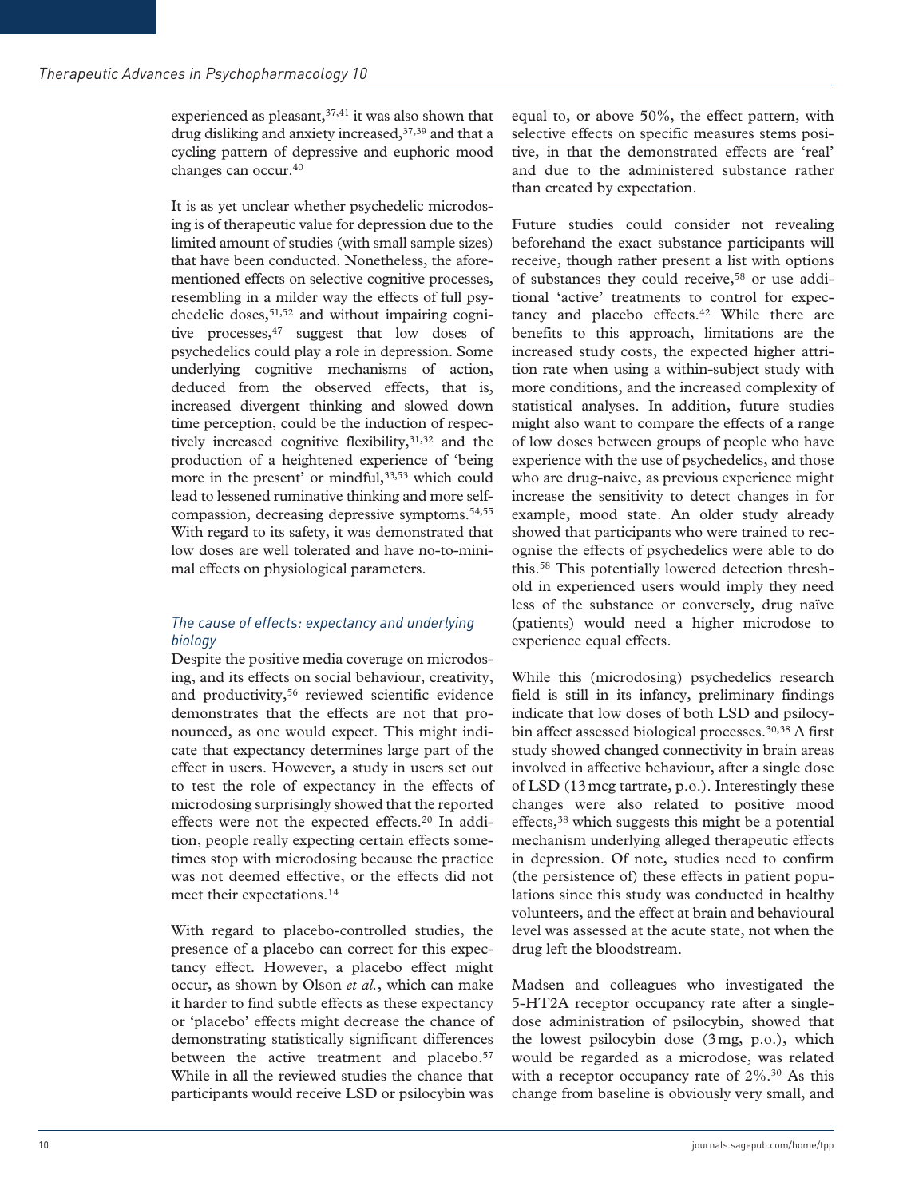experienced as pleasant,[37,41] it was also shown that drug disliking and anxiety increased,[37,39] and that a cycling pattern of depressive and euphoric mood changes can occur.[40]

It is as yet unclear whether psychedelic microdosing is of therapeutic value for depression due to the limited amount of studies (with small sample sizes) that have been conducted. Nonetheless, the aforementioned effects on selective cognitive processes, resembling in a milder way the effects of full psychedelic doses,[51,52] and without impairing cognitive processes,[47] suggest that low doses of psychedelics could play a role in depression. Some underlying cognitive mechanisms of action, deduced from the observed effects, that is, increased divergent thinking and slowed down time perception, could be the induction of respectively increased cognitive flexibility,[31,32] and the production of a heightened experience of 'being more in the present' or mindful,[33,53] which could lead to lessened ruminative thinking and more self-compassion, decreasing depressive symptoms.[54,55] With regard to its safety, it was demonstrated that low doses are well tolerated and have no-to-minimal effects on physiological parameters.

### *The cause of effects: expectancy and underlying biology*

Despite the positive media coverage on microdosing, and its effects on social behaviour, creativity, and productivity,[56] reviewed scientific evidence demonstrates that the effects are not that pronounced, as one would expect. This might indicate that expectancy determines large part of the effect in users. However, a study in users set out to test the role of expectancy in the effects of microdosing surprisingly showed that the reported effects were not the expected effects.[20] In addition, people really expecting certain effects sometimes stop with microdosing because the practice was not deemed effective, or the effects did not meet their expectations.[14]

With regard to placebo-controlled studies, the presence of a placebo can correct for this expectancy effect. However, a placebo effect might occur, as shown by Olson *et al.*, which can make it harder to find subtle effects as these expectancy or 'placebo' effects might decrease the chance of demonstrating statistically significant differences between the active treatment and placebo.[57] While in all the reviewed studies the chance that participants would receive LSD or psilocybin was equal to, or above 50%, the effect pattern, with selective effects on specific measures stems positive, in that the demonstrated effects are 'real' and due to the administered substance rather than created by expectation.

Future studies could consider not revealing beforehand the exact substance participants will receive, though rather present a list with options of substances they could receive,[58] or use additional 'active' treatments to control for expectancy and placebo effects.[42] While there are benefits to this approach, limitations are the increased study costs, the expected higher attrition rate when using a within-subject study with more conditions, and the increased complexity of statistical analyses. In addition, future studies might also want to compare the effects of a range of low doses between groups of people who have experience with the use of psychedelics, and those who are drug-naive, as previous experience might increase the sensitivity to detect changes in for example, mood state. An older study already showed that participants who were trained to recognise the effects of psychedelics were able to do this.[58] This potentially lowered detection threshold in experienced users would imply they need less of the substance or conversely, drug naïve (patients) would need a higher microdose to experience equal effects.

While this (microdosing) psychedelics research field is still in its infancy, preliminary findings indicate that low doses of both LSD and psilocybin affect assessed biological processes.[30,38] A first study showed changed connectivity in brain areas involved in affective behaviour, after a single dose of LSD (13 mcg tartrate, p.o.). Interestingly these changes were also related to positive mood effects,[38] which suggests this might be a potential mechanism underlying alleged therapeutic effects in depression. Of note, studies need to confirm (the persistence of) these effects in patient populations since this study was conducted in healthy volunteers, and the effect at brain and behavioural level was assessed at the acute state, not when the drug left the bloodstream.

Madsen and colleagues who investigated the 5-HT2A receptor occupancy rate after a single-dose administration of psilocybin, showed that the lowest psilocybin dose (3 mg, p.o.), which would be regarded as a microdose, was related with a receptor occupancy rate of 2%.[30] As this change from baseline is obviously very small, and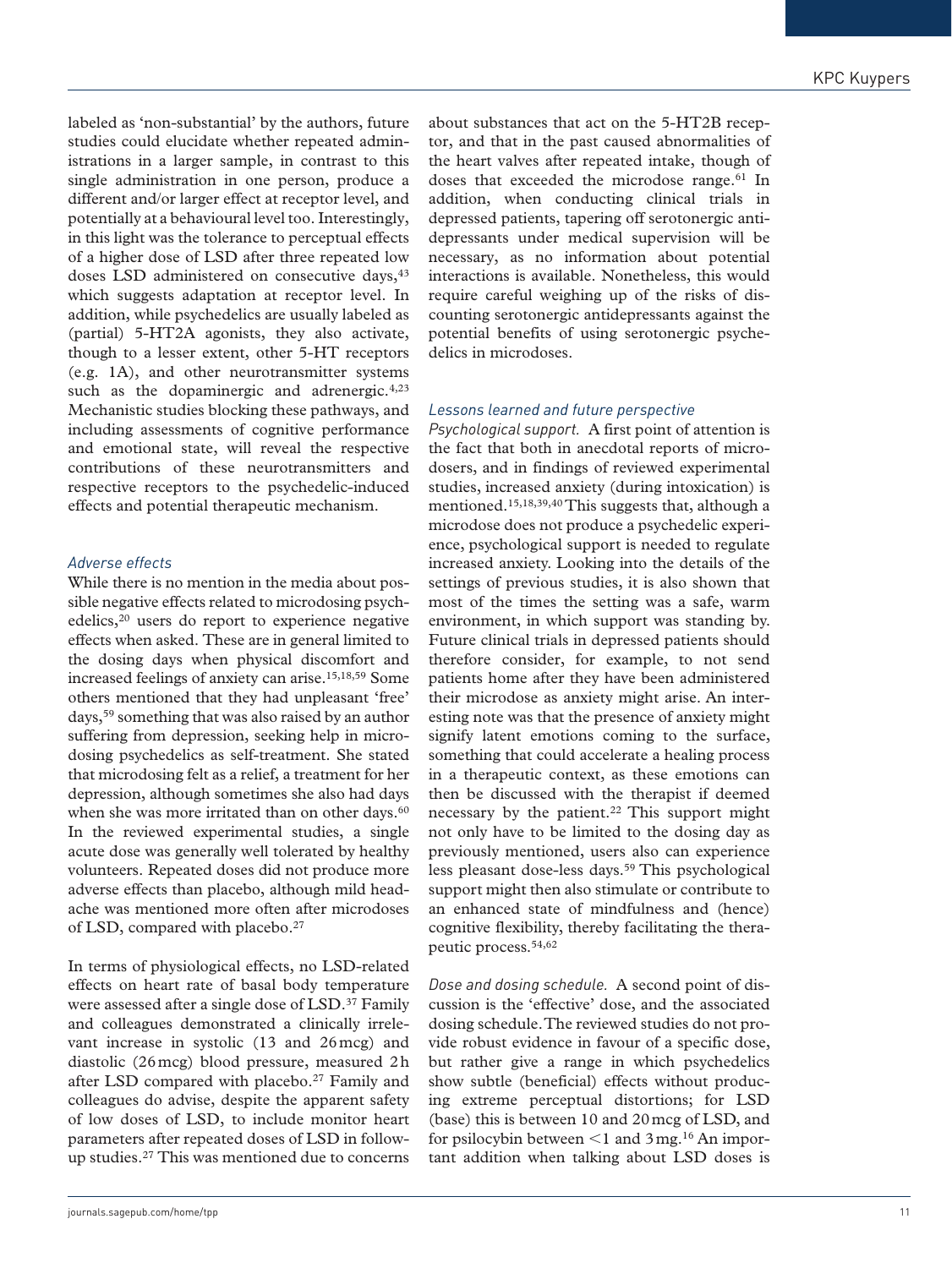labeled as 'non-substantial' by the authors, future studies could elucidate whether repeated administrations in a larger sample, in contrast to this single administration in one person, produce a different and/or larger effect at receptor level, and potentially at a behavioural level too. Interestingly, in this light was the tolerance to perceptual effects of a higher dose of LSD after three repeated low doses LSD administered on consecutive days,[43] which suggests adaptation at receptor level. In addition, while psychedelics are usually labeled as (partial) 5-HT2A agonists, they also activate, though to a lesser extent, other 5-HT receptors (e.g. 1A), and other neurotransmitter systems such as the dopaminergic and adrenergic.[4,23] Mechanistic studies blocking these pathways, and including assessments of cognitive performance and emotional state, will reveal the respective contributions of these neurotransmitters and respective receptors to the psychedelic-induced effects and potential therapeutic mechanism.

### *Adverse effects*

While there is no mention in the media about possible negative effects related to microdosing psychedelics,[20] users do report to experience negative effects when asked. These are in general limited to the dosing days when physical discomfort and increased feelings of anxiety can arise.[15,18,59] Some others mentioned that they had unpleasant 'free' days,[59] something that was also raised by an author suffering from depression, seeking help in microdosing psychedelics as self-treatment. She stated that microdosing felt as a relief, a treatment for her depression, although sometimes she also had days when she was more irritated than on other days.[60] In the reviewed experimental studies, a single acute dose was generally well tolerated by healthy volunteers. Repeated doses did not produce more adverse effects than placebo, although mild headache was mentioned more often after microdoses of LSD, compared with placebo.[27]

In terms of physiological effects, no LSD-related effects on heart rate of basal body temperature were assessed after a single dose of LSD.[37] Family and colleagues demonstrated a clinically irrelevant increase in systolic (13 and 26 mcg) and diastolic (26 mcg) blood pressure, measured 2 h after LSD compared with placebo.[27] Family and colleagues do advise, despite the apparent safety of low doses of LSD, to include monitor heart parameters after repeated doses of LSD in follow-up studies.[27] This was mentioned due to concerns about substances that act on the 5-HT2B receptor, and that in the past caused abnormalities of the heart valves after repeated intake, though of doses that exceeded the microdose range.[61] In addition, when conducting clinical trials in depressed patients, tapering off serotonergic antidepressants under medical supervision will be necessary, as no information about potential interactions is available. Nonetheless, this would require careful weighing up of the risks of discounting serotonergic antidepressants against the potential benefits of using serotonergic psychedelics in microdoses.

### *Lessons learned and future perspective*

*Psychological support.* A first point of attention is the fact that both in anecdotal reports of microdosers, and in findings of reviewed experimental studies, increased anxiety (during intoxication) is mentioned.[15,18,39,40] This suggests that, although a microdose does not produce a psychedelic experience, psychological support is needed to regulate increased anxiety. Looking into the details of the settings of previous studies, it is also shown that most of the times the setting was a safe, warm environment, in which support was standing by. Future clinical trials in depressed patients should therefore consider, for example, to not send patients home after they have been administered their microdose as anxiety might arise. An interesting note was that the presence of anxiety might signify latent emotions coming to the surface, something that could accelerate a healing process in a therapeutic context, as these emotions can then be discussed with the therapist if deemed necessary by the patient.[22] This support might not only have to be limited to the dosing day as previously mentioned, users also can experience less pleasant dose-less days.[59] This psychological support might then also stimulate or contribute to an enhanced state of mindfulness and (hence) cognitive flexibility, thereby facilitating the therapeutic process.[54,62]

*Dose and dosing schedule.* A second point of discussion is the 'effective' dose, and the associated dosing schedule. The reviewed studies do not provide robust evidence in favour of a specific dose, but rather give a range in which psychedelics show subtle (beneficial) effects without producing extreme perceptual distortions; for LSD (base) this is between 10 and 20 mcg of LSD, and for psilocybin between <1 and 3 mg.[16] An important addition when talking about LSD doses is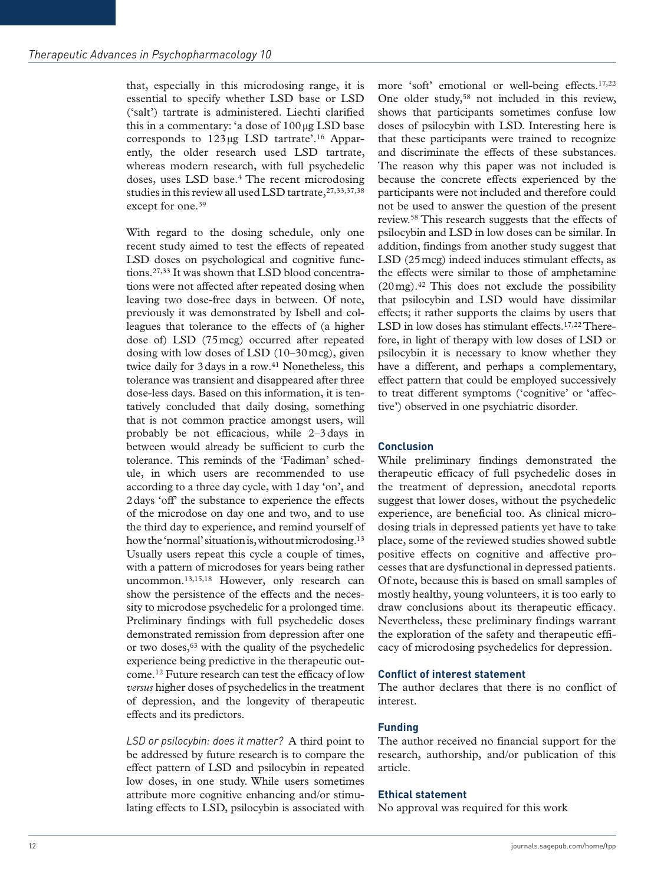that, especially in this microdosing range, it is essential to specify whether LSD base or LSD ('salt') tartrate is administered. Liechti clarified this in a commentary: 'a dose of 100 μg LSD base corresponds to 123 μg LSD tartrate'.[16] Apparently, the older research used LSD tartrate, whereas modern research, with full psychedelic doses, uses LSD base.[4] The recent microdosing studies in this review all used LSD tartrate,[27,33,37,38] except for one.[39]

With regard to the dosing schedule, only one recent study aimed to test the effects of repeated LSD doses on psychological and cognitive functions.[27,33] It was shown that LSD blood concentrations were not affected after repeated dosing when leaving two dose-free days in between. Of note, previously it was demonstrated by Isbell and colleagues that tolerance to the effects of (a higher dose of) LSD (75 mcg) occurred after repeated dosing with low doses of LSD (10–30 mcg), given twice daily for 3 days in a row.[41] Nonetheless, this tolerance was transient and disappeared after three dose-less days. Based on this information, it is tentatively concluded that daily dosing, something that is not common practice amongst users, will probably be not efficacious, while 2–3 days in between would already be sufficient to curb the tolerance. This reminds of the 'Fadiman' schedule, in which users are recommended to use according to a three day cycle, with 1 day 'on', and 2 days 'off' the substance to experience the effects of the microdose on day one and two, and to use the third day to experience, and remind yourself of how the 'normal' situation is, without microdosing.[13] Usually users repeat this cycle a couple of times, with a pattern of microdoses for years being rather uncommon.[13,15,18] However, only research can show the persistence of the effects and the necessity to microdose psychedelic for a prolonged time. Preliminary findings with full psychedelic doses demonstrated remission from depression after one or two doses,[63] with the quality of the psychedelic experience being predictive in the therapeutic outcome.[12] Future research can test the efficacy of low *versus* higher doses of psychedelics in the treatment of depression, and the longevity of therapeutic effects and its predictors.

*LSD or psilocybin: does it matter?* A third point to be addressed by future research is to compare the effect pattern of LSD and psilocybin in repeated low doses, in one study. While users sometimes attribute more cognitive enhancing and/or stimulating effects to LSD, psilocybin is associated with more 'soft' emotional or well-being effects.[17,22] One older study,[58] not included in this review, shows that participants sometimes confuse low doses of psilocybin with LSD. Interesting here is that these participants were trained to recognize and discriminate the effects of these substances. The reason why this paper was not included is because the concrete effects experienced by the participants were not included and therefore could not be used to answer the question of the present review.[58] This research suggests that the effects of psilocybin and LSD in low doses can be similar. In addition, findings from another study suggest that LSD (25 mcg) indeed induces stimulant effects, as the effects were similar to those of amphetamine (20 mg).[42] This does not exclude the possibility that psilocybin and LSD would have dissimilar effects; it rather supports the claims by users that LSD in low doses has stimulant effects.[17,22] Therefore, in light of therapy with low doses of LSD or psilocybin it is necessary to know whether they have a different, and perhaps a complementary, effect pattern that could be employed successively to treat different symptoms ('cognitive' or 'affective') observed in one psychiatric disorder.

## Conclusion

While preliminary findings demonstrated the therapeutic efficacy of full psychedelic doses in the treatment of depression, anecdotal reports suggest that lower doses, without the psychedelic experience, are beneficial too. As clinical microdosing trials in depressed patients yet have to take place, some of the reviewed studies showed subtle positive effects on cognitive and affective processes that are dysfunctional in depressed patients. Of note, because this is based on small samples of mostly healthy, young volunteers, it is too early to draw conclusions about its therapeutic efficacy. Nevertheless, these preliminary findings warrant the exploration of the safety and therapeutic efficacy of microdosing psychedelics for depression.

## Conflict of interest statement

The author declares that there is no conflict of interest.

## Funding

The author received no financial support for the research, authorship, and/or publication of this article.

## Ethical statement

No approval was required for this work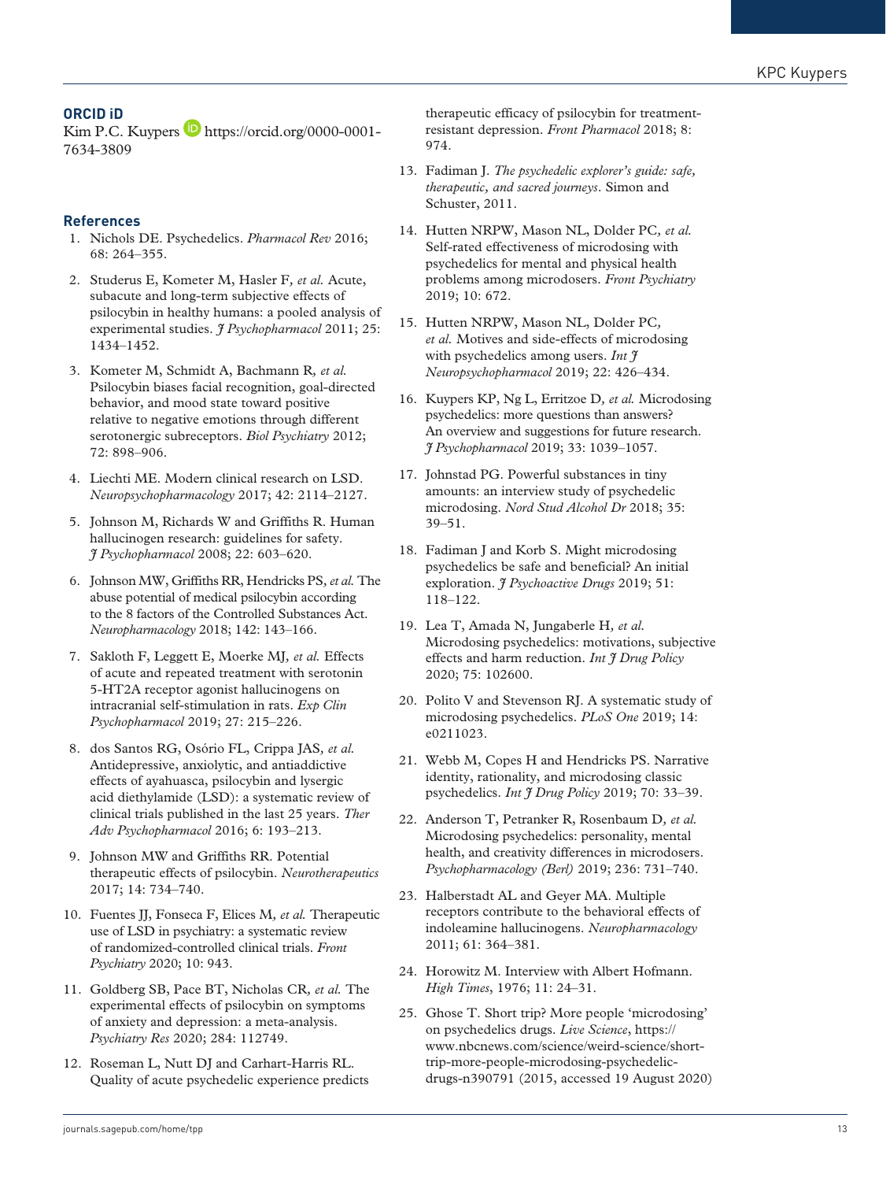## ORCID iD

Kim P.C. Kuypers https://orcid.org/0000-0001-7634-3809

## References

1. Nichols DE. Psychedelics. *Pharmacol Rev* 2016; 68: 264–355.
2. Studerus E, Kometer M, Hasler F*, et al.* Acute, subacute and long-term subjective effects of psilocybin in healthy humans: a pooled analysis of experimental studies. *J Psychopharmacol* 2011; 25: 1434–1452.
3. Kometer M, Schmidt A, Bachmann R*, et al.* Psilocybin biases facial recognition, goal-directed behavior, and mood state toward positive relative to negative emotions through different serotonergic subreceptors. *Biol Psychiatry* 2012; 72: 898–906.
4. Liechti ME. Modern clinical research on LSD. *Neuropsychopharmacology* 2017; 42: 2114–2127.
5. Johnson M, Richards W and Griffiths R. Human hallucinogen research: guidelines for safety. *J Psychopharmacol* 2008; 22: 603–620.
6. Johnson MW, Griffiths RR, Hendricks PS*, et al.* The abuse potential of medical psilocybin according to the 8 factors of the Controlled Substances Act. *Neuropharmacology* 2018; 142: 143–166.
7. Sakloth F, Leggett E, Moerke MJ*, et al.* Effects of acute and repeated treatment with serotonin 5-HT2A receptor agonist hallucinogens on intracranial self-stimulation in rats. *Exp Clin Psychopharmacol* 2019; 27: 215–226.
8. dos Santos RG, Osório FL, Crippa JAS*, et al.* Antidepressive, anxiolytic, and antiaddictive effects of ayahuasca, psilocybin and lysergic acid diethylamide (LSD): a systematic review of clinical trials published in the last 25 years. *Ther Adv Psychopharmacol* 2016; 6: 193–213.
9. Johnson MW and Griffiths RR. Potential therapeutic effects of psilocybin. *Neurotherapeutics* 2017; 14: 734–740.
10. Fuentes JJ, Fonseca F, Elices M*, et al.* Therapeutic use of LSD in psychiatry: a systematic review of randomized-controlled clinical trials. *Front Psychiatry* 2020; 10: 943.
11. Goldberg SB, Pace BT, Nicholas CR*, et al.* The experimental effects of psilocybin on symptoms of anxiety and depression: a meta-analysis. *Psychiatry Res* 2020; 284: 112749.
12. Roseman L, Nutt DJ and Carhart-Harris RL. Quality of acute psychedelic experience predicts therapeutic efficacy of psilocybin for treatment-resistant depression. *Front Pharmacol* 2018; 8: 974.
13. Fadiman J. *The psychedelic explorer's guide: safe, therapeutic, and sacred journeys*. Simon and Schuster, 2011.
14. Hutten NRPW, Mason NL, Dolder PC*, et al.* Self-rated effectiveness of microdosing with psychedelics for mental and physical health problems among microdosers. *Front Psychiatry* 2019; 10: 672.
15. Hutten NRPW, Mason NL, Dolder PC*, et al.* Motives and side-effects of microdosing with psychedelics among users. *Int J Neuropsychopharmacol* 2019; 22: 426–434.
16. Kuypers KP, Ng L, Erritzoe D*, et al.* Microdosing psychedelics: more questions than answers? An overview and suggestions for future research. *J Psychopharmacol* 2019; 33: 1039–1057.
17. Johnstad PG. Powerful substances in tiny amounts: an interview study of psychedelic microdosing. *Nord Stud Alcohol Dr* 2018; 35: 39–51.
18. Fadiman J and Korb S. Might microdosing psychedelics be safe and beneficial? An initial exploration. *J Psychoactive Drugs* 2019; 51: 118–122.
19. Lea T, Amada N, Jungaberle H*, et al.* Microdosing psychedelics: motivations, subjective effects and harm reduction. *Int J Drug Policy* 2020; 75: 102600.
20. Polito V and Stevenson RJ. A systematic study of microdosing psychedelics. *PLoS One* 2019; 14: e0211023.
21. Webb M, Copes H and Hendricks PS. Narrative identity, rationality, and microdosing classic psychedelics. *Int J Drug Policy* 2019; 70: 33–39.
22. Anderson T, Petranker R, Rosenbaum D*, et al.* Microdosing psychedelics: personality, mental health, and creativity differences in microdosers. *Psychopharmacology (Berl)* 2019; 236: 731–740.
23. Halberstadt AL and Geyer MA. Multiple receptors contribute to the behavioral effects of indoleamine hallucinogens. *Neuropharmacology* 2011; 61: 364–381.
24. Horowitz M. Interview with Albert Hofmann. *High Times*, 1976; 11: 24–31.
25. Ghose T. Short trip? More people 'microdosing' on psychedelics drugs. *Live Science*, https://www.nbcnews.com/science/weird-science/short-trip-more-people-microdosing-psychedelic-drugs-n390791 (2015, accessed 19 August 2020)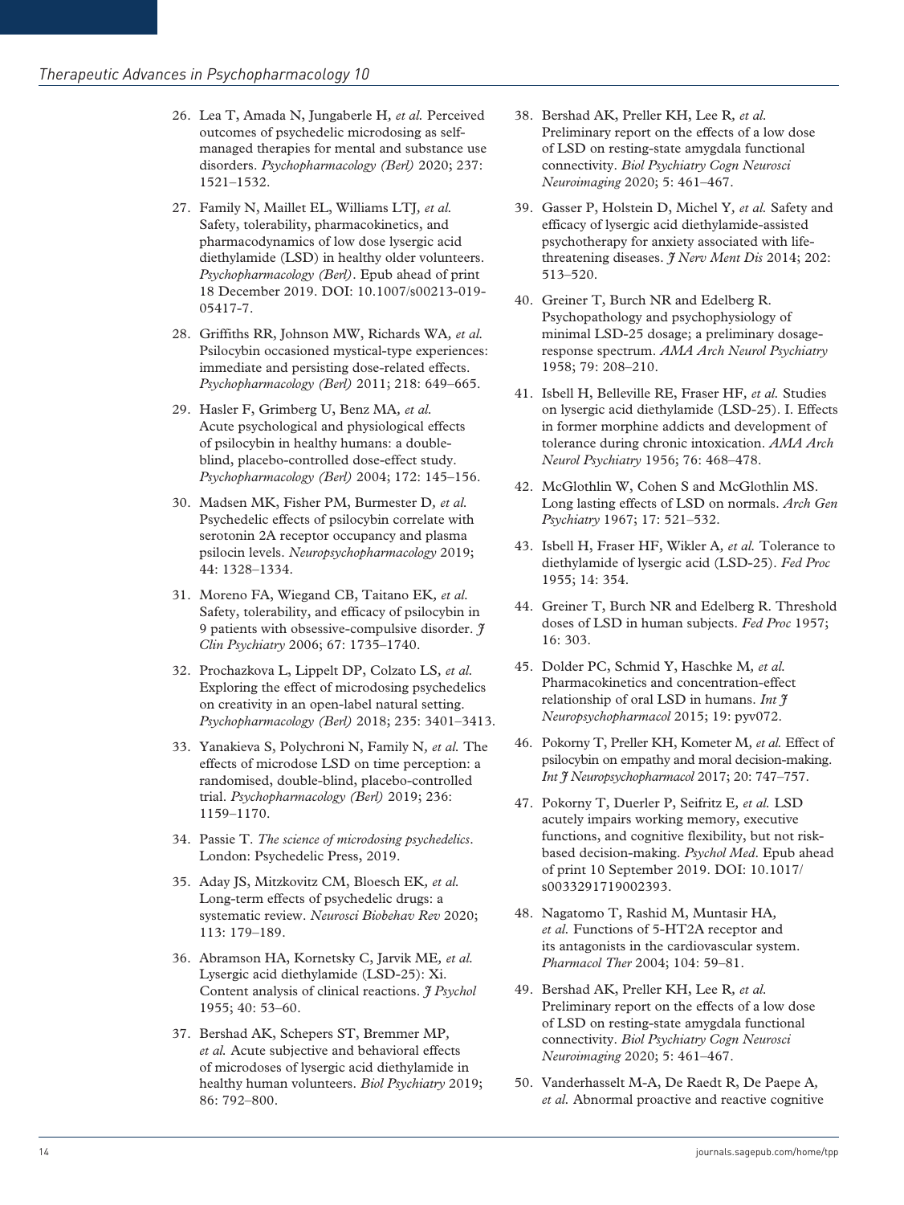26. Lea T, Amada N, Jungaberle H, *et al.* Perceived outcomes of psychedelic microdosing as self-managed therapies for mental and substance use disorders. *Psychopharmacology (Berl)* 2020; 237: 1521–1532.

27. Family N, Maillet EL, Williams LTJ, *et al.* Safety, tolerability, pharmacokinetics, and pharmacodynamics of low dose lysergic acid diethylamide (LSD) in healthy older volunteers. *Psychopharmacology (Berl)*. Epub ahead of print 18 December 2019. DOI: 10.1007/s00213-019-05417-7.

28. Griffiths RR, Johnson MW, Richards WA, *et al.* Psilocybin occasioned mystical-type experiences: immediate and persisting dose-related effects. *Psychopharmacology (Berl)* 2011; 218: 649–665.

29. Hasler F, Grimberg U, Benz MA, *et al.* Acute psychological and physiological effects of psilocybin in healthy humans: a double-blind, placebo-controlled dose-effect study. *Psychopharmacology (Berl)* 2004; 172: 145–156.

30. Madsen MK, Fisher PM, Burmester D, *et al.* Psychedelic effects of psilocybin correlate with serotonin 2A receptor occupancy and plasma psilocin levels. *Neuropsychopharmacology* 2019; 44: 1328–1334.

31. Moreno FA, Wiegand CB, Taitano EK, *et al.* Safety, tolerability, and efficacy of psilocybin in 9 patients with obsessive-compulsive disorder. *J Clin Psychiatry* 2006; 67: 1735–1740.

32. Prochazkova L, Lippelt DP, Colzato LS, *et al.* Exploring the effect of microdosing psychedelics on creativity in an open-label natural setting. *Psychopharmacology (Berl)* 2018; 235: 3401–3413.

33. Yanakieva S, Polychroni N, Family N, *et al.* The effects of microdose LSD on time perception: a randomised, double-blind, placebo-controlled trial. *Psychopharmacology (Berl)* 2019; 236: 1159–1170.

34. Passie T. *The science of microdosing psychedelics*. London: Psychedelic Press, 2019.

35. Aday JS, Mitzkovitz CM, Bloesch EK, *et al.* Long-term effects of psychedelic drugs: a systematic review. *Neurosci Biobehav Rev* 2020; 113: 179–189.

36. Abramson HA, Kornetsky C, Jarvik ME, *et al.* Lysergic acid diethylamide (LSD-25): Xi. Content analysis of clinical reactions. *J Psychol* 1955; 40: 53–60.

37. Bershad AK, Schepers ST, Bremmer MP, *et al.* Acute subjective and behavioral effects of microdoses of lysergic acid diethylamide in healthy human volunteers. *Biol Psychiatry* 2019; 86: 792–800.

38. Bershad AK, Preller KH, Lee R, *et al.* Preliminary report on the effects of a low dose of LSD on resting-state amygdala functional connectivity. *Biol Psychiatry Cogn Neurosci Neuroimaging* 2020; 5: 461–467.

39. Gasser P, Holstein D, Michel Y, *et al.* Safety and efficacy of lysergic acid diethylamide-assisted psychotherapy for anxiety associated with life-threatening diseases. *J Nerv Ment Dis* 2014; 202: 513–520.

40. Greiner T, Burch NR and Edelberg R. Psychopathology and psychophysiology of minimal LSD-25 dosage; a preliminary dosage-response spectrum. *AMA Arch Neurol Psychiatry* 1958; 79: 208–210.

41. Isbell H, Belleville RE, Fraser HF, *et al.* Studies on lysergic acid diethylamide (LSD-25). I. Effects in former morphine addicts and development of tolerance during chronic intoxication. *AMA Arch Neurol Psychiatry* 1956; 76: 468–478.

42. McGlothlin W, Cohen S and McGlothlin MS. Long lasting effects of LSD on normals. *Arch Gen Psychiatry* 1967; 17: 521–532.

43. Isbell H, Fraser HF, Wikler A, *et al.* Tolerance to diethylamide of lysergic acid (LSD-25). *Fed Proc* 1955; 14: 354.

44. Greiner T, Burch NR and Edelberg R. Threshold doses of LSD in human subjects. *Fed Proc* 1957; 16: 303.

45. Dolder PC, Schmid Y, Haschke M, *et al.* Pharmacokinetics and concentration-effect relationship of oral LSD in humans. *Int J Neuropsychopharmacol* 2015; 19: pyv072.

46. Pokorny T, Preller KH, Kometer M, *et al.* Effect of psilocybin on empathy and moral decision-making. *Int J Neuropsychopharmacol* 2017; 20: 747–757.

47. Pokorny T, Duerler P, Seifritz E, *et al.* LSD acutely impairs working memory, executive functions, and cognitive flexibility, but not risk-based decision-making. *Psychol Med*. Epub ahead of print 10 September 2019. DOI: 10.1017/s0033291719002393.

48. Nagatomo T, Rashid M, Muntasir HA, *et al.* Functions of 5-HT2A receptor and its antagonists in the cardiovascular system. *Pharmacol Ther* 2004; 104: 59–81.

49. Bershad AK, Preller KH, Lee R, *et al.* Preliminary report on the effects of a low dose of LSD on resting-state amygdala functional connectivity. *Biol Psychiatry Cogn Neurosci Neuroimaging* 2020; 5: 461–467.

50. Vanderhasselt M-A, De Raedt R, De Paepe A, *et al.* Abnormal proactive and reactive cognitive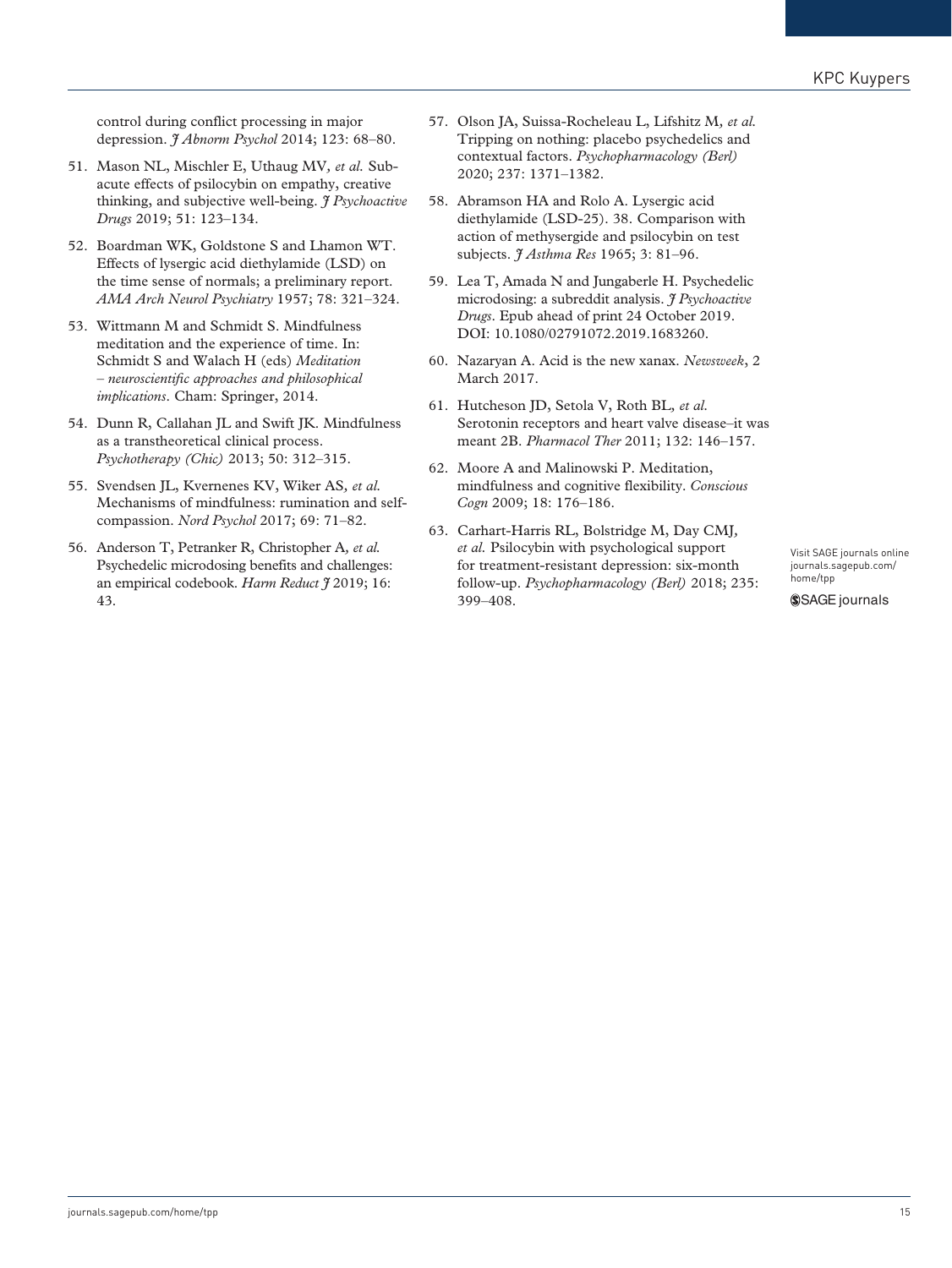control during conflict processing in major depression. *J Abnorm Psychol* 2014; 123: 68–80.

51. Mason NL, Mischler E, Uthaug MV, *et al.* Sub-acute effects of psilocybin on empathy, creative thinking, and subjective well-being. *J Psychoactive Drugs* 2019; 51: 123–134.
52. Boardman WK, Goldstone S and Lhamon WT. Effects of lysergic acid diethylamide (LSD) on the time sense of normals; a preliminary report. *AMA Arch Neurol Psychiatry* 1957; 78: 321–324.
53. Wittmann M and Schmidt S. Mindfulness meditation and the experience of time. In: Schmidt S and Walach H (eds) *Meditation – neuroscientific approaches and philosophical implications*. Cham: Springer, 2014.
54. Dunn R, Callahan JL and Swift JK. Mindfulness as a transtheoretical clinical process. *Psychotherapy (Chic)* 2013; 50: 312–315.
55. Svendsen JL, Kvernenes KV, Wiker AS, *et al.* Mechanisms of mindfulness: rumination and self-compassion. *Nord Psychol* 2017; 69: 71–82.
56. Anderson T, Petranker R, Christopher A, *et al.* Psychedelic microdosing benefits and challenges: an empirical codebook. *Harm Reduct J* 2019; 16: 43.
57. Olson JA, Suissa-Rocheleau L, Lifshitz M, *et al.* Tripping on nothing: placebo psychedelics and contextual factors. *Psychopharmacology (Berl)* 2020; 237: 1371–1382.
58. Abramson HA and Rolo A. Lysergic acid diethylamide (LSD-25). 38. Comparison with action of methysergide and psilocybin on test subjects. *J Asthma Res* 1965; 3: 81–96.
59. Lea T, Amada N and Jungaberle H. Psychedelic microdosing: a subreddit analysis. *J Psychoactive Drugs*. Epub ahead of print 24 October 2019. DOI: 10.1080/02791072.2019.1683260.
60. Nazaryan A. Acid is the new xanax. *Newsweek*, 2 March 2017.
61. Hutcheson JD, Setola V, Roth BL, *et al.* Serotonin receptors and heart valve disease–it was meant 2B. *Pharmacol Ther* 2011; 132: 146–157.
62. Moore A and Malinowski P. Meditation, mindfulness and cognitive flexibility. *Conscious Cogn* 2009; 18: 176–186.
63. Carhart-Harris RL, Bolstridge M, Day CMJ, *et al.* Psilocybin with psychological support for treatment-resistant depression: six-month follow-up. *Psychopharmacology (Berl)* 2018; 235: 399–408.

Visit SAGE journals online journals.sagepub.com/home/tpp

SAGE journals